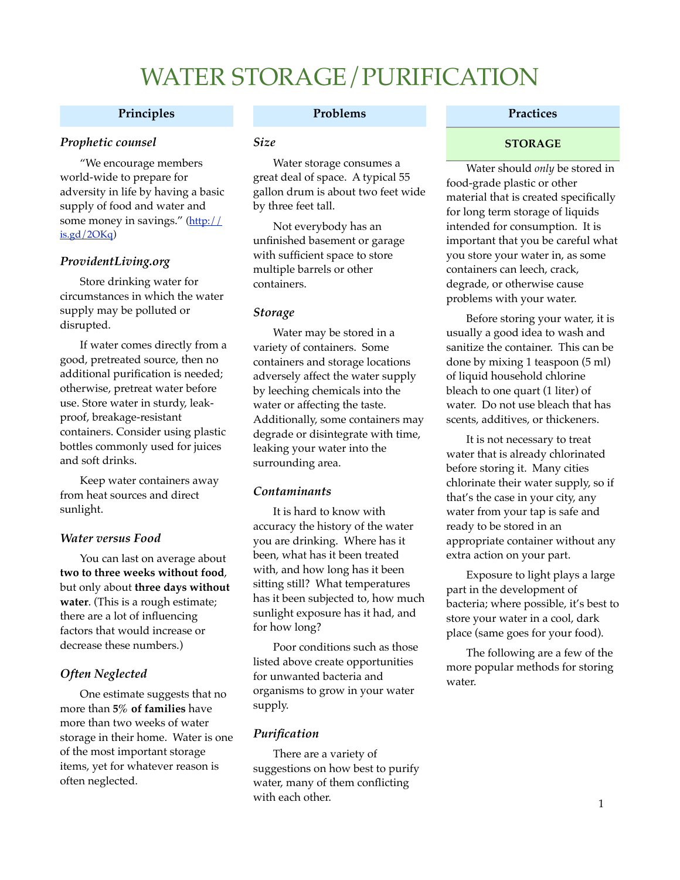# WATER STORAGE / PURIFICATION

## Principles

### *Prophetic counsel*

"We encourage members world-wide to prepare for adversity in life by having a basic supply of food and water and some money in savings." ([http://is.gd/2OKq](http://is.gd/2OKq))

### *ProvidentLiving.org*

Store drinking water for circumstances in which the water supply may be polluted or disrupted.

If water comes directly from a good, pretreated source, then no additional purification is needed; otherwise, pretreat water before use. Store water in sturdy, leak-proof, breakage-resistant containers. Consider using plastic bottles commonly used for juices and soft drinks.

Keep water containers away from heat sources and direct sunlight.

### *Water versus Food*

You can last on average about **two to three weeks without food**, but only about **three days without water**. (This is a rough estimate; there are a lot of influencing factors that would increase or decrease these numbers.)

### *Often Neglected*

One estimate suggests that no more than **5% of families** have more than two weeks of water storage in their home. Water is one of the most important storage items, yet for whatever reason is often neglected.

## Problems

### *Size*

Water storage consumes a great deal of space. A typical 55 gallon drum is about two feet wide by three feet tall.

Not everybody has an unfinished basement or garage with sufficient space to store multiple barrels or other containers.

### *Storage*

Water may be stored in a variety of containers. Some containers and storage locations adversely affect the water supply by leeching chemicals into the water or affecting the taste. Additionally, some containers may degrade or disintegrate with time, leaking your water into the surrounding area.

### *Contaminants*

It is hard to know with accuracy the history of the water you are drinking. Where has it been, what has it been treated with, and how long has it been sitting still? What temperatures has it been subjected to, how much sunlight exposure has it had, and for how long?

Poor conditions such as those listed above create opportunities for unwanted bacteria and organisms to grow in your water supply.

### *Purification*

There are a variety of suggestions on how best to purify water, many of them conflicting with each other.

## Practices

### STORAGE

Water should *only* be stored in food-grade plastic or other material that is created specifically for long term storage of liquids intended for consumption. It is important that you be careful what you store your water in, as some containers can leech, crack, degrade, or otherwise cause problems with your water.

Before storing your water, it is usually a good idea to wash and sanitize the container. This can be done by mixing 1 teaspoon (5 ml) of liquid household chlorine bleach to one quart (1 liter) of water. Do not use bleach that has scents, additives, or thickeners.

It is not necessary to treat water that is already chlorinated before storing it. Many cities chlorinate their water supply, so if that's the case in your city, any water from your tap is safe and ready to be stored in an appropriate container without any extra action on your part.

Exposure to light plays a large part in the development of bacteria; where possible, it's best to store your water in a cool, dark place (same goes for your food).

The following are a few of the more popular methods for storing water.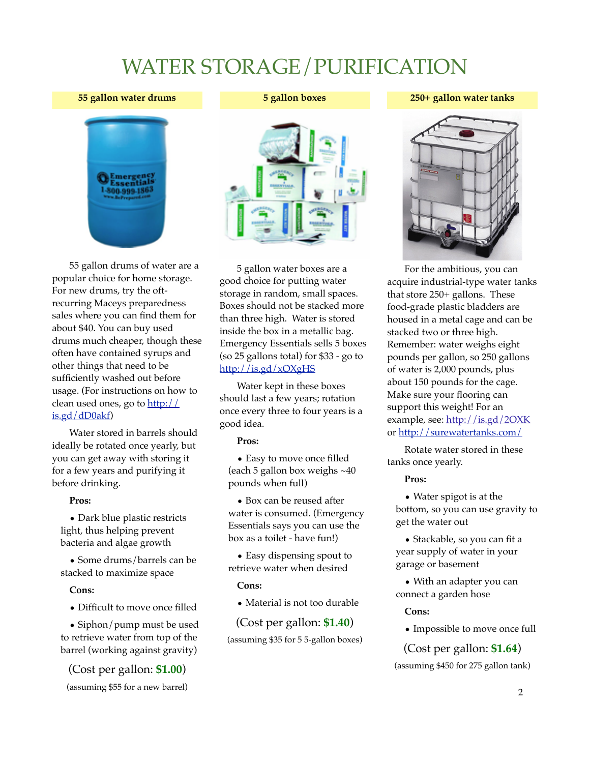# WATER STORAGE / PURIFICATION

## 55 gallon water drums

55 gallon drums of water are a popular choice for home storage. For new drums, try the oft-recurring Maceys preparedness sales where you can find them for about $40. You can buy used drums much cheaper, though these often have contained syrups and other things that need to be sufficiently washed out before usage. (For instructions on how to clean used ones, go to [http://is.gd/dD0akf](http://is.gd/dD0akf))

Water stored in barrels should ideally be rotated once yearly, but you can get away with storing it for a few years and purifying it before drinking.

**Pros:**

- Dark blue plastic restricts light, thus helping prevent bacteria and algae growth
- Some drums/barrels can be stacked to maximize space

**Cons:**

- Difficult to move once filled
- Siphon/pump must be used to retrieve water from top of the barrel (working against gravity)

(Cost per gallon: **$1.00**)

(assuming $55 for a new barrel)

## 5 gallon boxes

5 gallon water boxes are a good choice for putting water storage in random, small spaces. Boxes should not be stacked more than three high. Water is stored inside the box in a metallic bag. Emergency Essentials sells 5 boxes (so 25 gallons total) for $33 - go to [http://is.gd/xOXgHS](http://is.gd/xOXgHS)

Water kept in these boxes should last a few years; rotation once every three to four years is a good idea.

**Pros:**

- Easy to move once filled (each 5 gallon box weighs ~40 pounds when full)
- Box can be reused after water is consumed. (Emergency Essentials says you can use the box as a toilet - have fun!)
- Easy dispensing spout to retrieve water when desired

**Cons:**

- Material is not too durable

(Cost per gallon: **$1.40**)

(assuming $35 for 5 5-gallon boxes)

## 250+ gallon water tanks

For the ambitious, you can acquire industrial-type water tanks that store 250+ gallons. These food-grade plastic bladders are housed in a metal cage and can be stacked two or three high. Remember: water weighs eight pounds per gallon, so 250 gallons of water is 2,000 pounds, plus about 150 pounds for the cage. Make sure your flooring can support this weight! For an example, see: [http://is.gd/2OXK](http://is.gd/2OXK) or [http://surewatertanks.com/](http://surewatertanks.com/)

Rotate water stored in these tanks once yearly.

**Pros:**

- Water spigot is at the bottom, so you can use gravity to get the water out
- Stackable, so you can fit a year supply of water in your garage or basement
- With an adapter you can connect a garden hose

**Cons:**

- Impossible to move once full

(Cost per gallon: **$1.64**)

(assuming $450 for 275 gallon tank)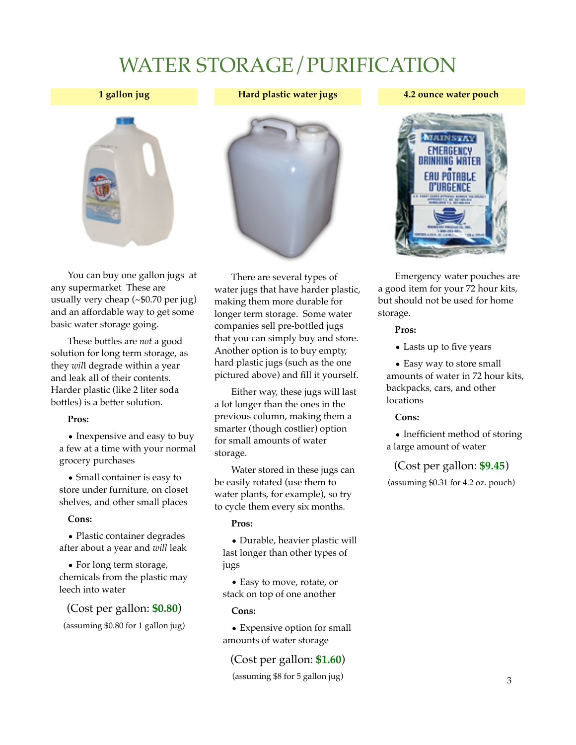# WATER STORAGE / PURIFICATION

## 1 gallon jug

You can buy one gallon jugs at any supermarket These are usually very cheap (~$0.70 per jug) and an affordable way to get some basic water storage going.

These bottles are *not* a good solution for long term storage, as they *will* degrade within a year and leak all of their contents. Harder plastic (like 2 liter soda bottles) is a better solution.

**Pros:**

- Inexpensive and easy to buy a few at a time with your normal grocery purchases
- Small container is easy to store under furniture, on closet shelves, and other small places

**Cons:**

- Plastic container degrades after about a year and *will* leak
- For long term storage, chemicals from the plastic may leech into water

(Cost per gallon: **$0.80**)

(assuming $0.80 for 1 gallon jug)

## Hard plastic water jugs

There are several types of water jugs that have harder plastic, making them more durable for longer term storage. Some water companies sell pre-bottled jugs that you can simply buy and store. Another option is to buy empty, hard plastic jugs (such as the one pictured above) and fill it yourself.

Either way, these jugs will last a lot longer than the ones in the previous column, making them a smarter (though costlier) option for small amounts of water storage.

Water stored in these jugs can be easily rotated (use them to water plants, for example), so try to cycle them every six months.

**Pros:**

- Durable, heavier plastic will last longer than other types of jugs
- Easy to move, rotate, or stack on top of one another

**Cons:**

- Expensive option for small amounts of water storage

(Cost per gallon: **$1.60**)

(assuming $8 for 5 gallon jug)

## 4.2 ounce water pouch

Emergency water pouches are a good item for your 72 hour kits, but should not be used for home storage.

**Pros:**

- Lasts up to five years
- Easy way to store small amounts of water in 72 hour kits, backpacks, cars, and other locations

**Cons:**

- Inefficient method of storing a large amount of water

(Cost per gallon: **$9.45**)

(assuming $0.31 for 4.2 oz. pouch)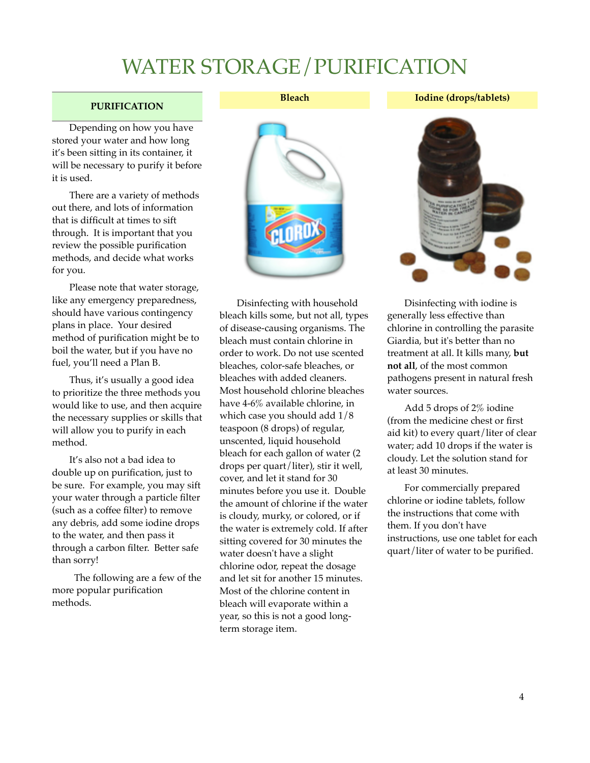# WATER STORAGE / PURIFICATION

## PURIFICATION

Depending on how you have stored your water and how long it's been sitting in its container, it will be necessary to purify it before it is used.

There are a variety of methods out there, and lots of information that is difficult at times to sift through. It is important that you review the possible purification methods, and decide what works for you.

Please note that water storage, like any emergency preparedness, should have various contingency plans in place. Your desired method of purification might be to boil the water, but if you have no fuel, you'll need a Plan B.

Thus, it's usually a good idea to prioritize the three methods you would like to use, and then acquire the necessary supplies or skills that will allow you to purify in each method.

It's also not a bad idea to double up on purification, just to be sure. For example, you may sift your water through a particle filter (such as a coffee filter) to remove any debris, add some iodine drops to the water, and then pass it through a carbon filter. Better safe than sorry!

The following are a few of the more popular purification methods.

### Bleach

Disinfecting with household bleach kills some, but not all, types of disease-causing organisms. The bleach must contain chlorine in order to work. Do not use scented bleaches, color-safe bleaches, or bleaches with added cleaners. Most household chlorine bleaches have 4-6% available chlorine, in which case you should add 1/8 teaspoon (8 drops) of regular, unscented, liquid household bleach for each gallon of water (2 drops per quart/liter), stir it well, cover, and let it stand for 30 minutes before you use it. Double the amount of chlorine if the water is cloudy, murky, or colored, or if the water is extremely cold. If after sitting covered for 30 minutes the water doesn't have a slight chlorine odor, repeat the dosage and let sit for another 15 minutes. Most of the chlorine content in bleach will evaporate within a year, so this is not a good long-term storage item.

### Iodine (drops/tablets)

Disinfecting with iodine is generally less effective than chlorine in controlling the parasite Giardia, but it's better than no treatment at all. It kills many, **but not all**, of the most common pathogens present in natural fresh water sources.

Add 5 drops of 2% iodine (from the medicine chest or first aid kit) to every quart/liter of clear water; add 10 drops if the water is cloudy. Let the solution stand for at least 30 minutes.

For commercially prepared chlorine or iodine tablets, follow the instructions that come with them. If you don't have instructions, use one tablet for each quart/liter of water to be purified.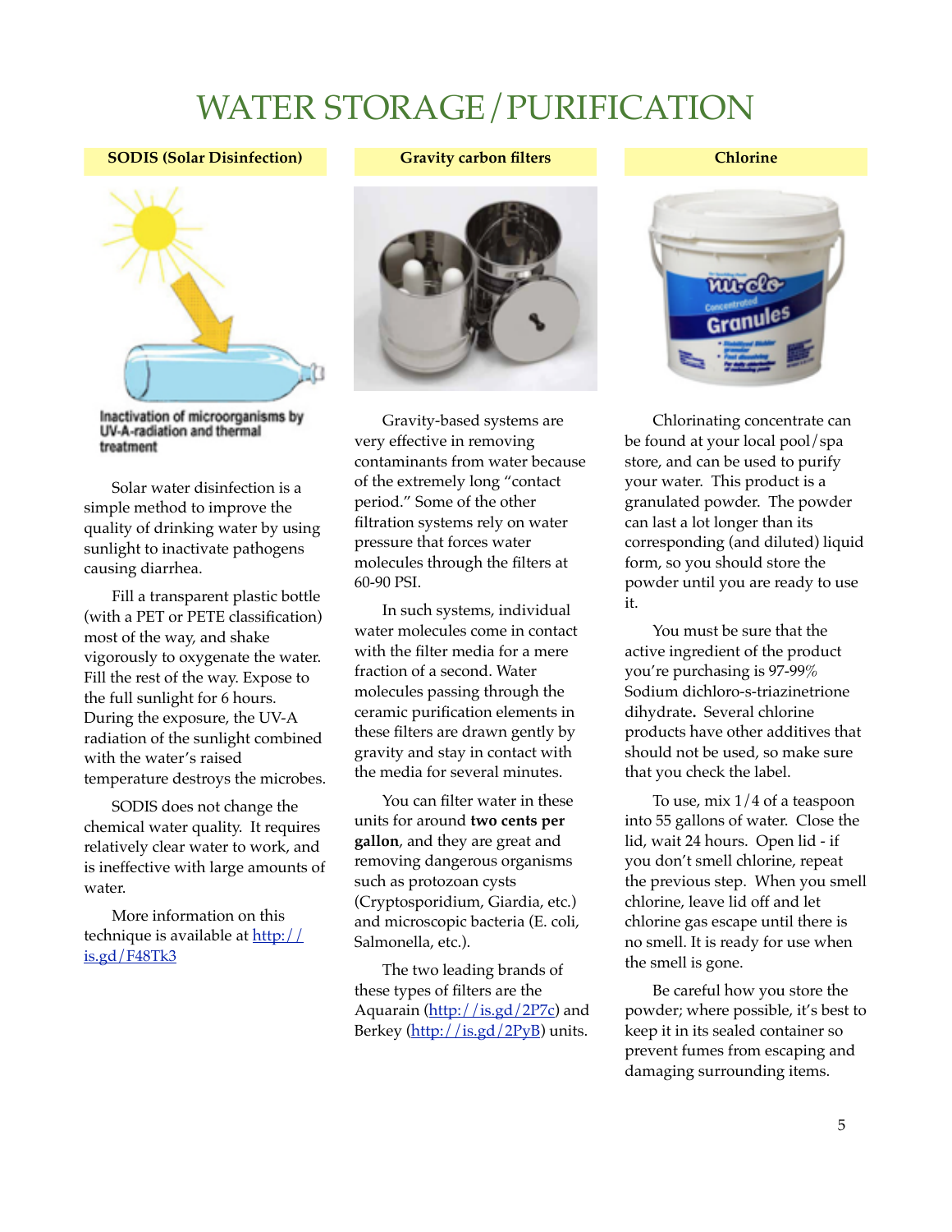# WATER STORAGE / PURIFICATION

## SODIS (Solar Disinfection)

Inactivation of microorganisms by UV-A-radiation and thermal treatment

Solar water disinfection is a simple method to improve the quality of drinking water by using sunlight to inactivate pathogens causing diarrhea.

Fill a transparent plastic bottle (with a PET or PETE classification) most of the way, and shake vigorously to oxygenate the water. Fill the rest of the way. Expose to the full sunlight for 6 hours. During the exposure, the UV-A radiation of the sunlight combined with the water's raised temperature destroys the microbes.

SODIS does not change the chemical water quality. It requires relatively clear water to work, and is ineffective with large amounts of water.

More information on this technique is available at [http://is.gd/F48Tk3](http://is.gd/F48Tk3)

## Gravity carbon filters

Gravity-based systems are very effective in removing contaminants from water because of the extremely long "contact period." Some of the other filtration systems rely on water pressure that forces water molecules through the filters at 60-90 PSI.

In such systems, individual water molecules come in contact with the filter media for a mere fraction of a second. Water molecules passing through the ceramic purification elements in these filters are drawn gently by gravity and stay in contact with the media for several minutes.

You can filter water in these units for around **two cents per gallon**, and they are great and removing dangerous organisms such as protozoan cysts (Cryptosporidium, Giardia, etc.) and microscopic bacteria (E. coli, Salmonella, etc.).

The two leading brands of these types of filters are the Aquarain ([http://is.gd/2P7c](http://is.gd/2P7c)) and Berkey ([http://is.gd/2PyB](http://is.gd/2PyB)) units.

## Chlorine

Chlorinating concentrate can be found at your local pool/spa store, and can be used to purify your water. This product is a granulated powder. The powder can last a lot longer than its corresponding (and diluted) liquid form, so you should store the powder until you are ready to use it.

You must be sure that the active ingredient of the product you're purchasing is 97-99% Sodium dichloro-s-triazinetrione dihydrate**.** Several chlorine products have other additives that should not be used, so make sure that you check the label.

To use, mix 1/4 of a teaspoon into 55 gallons of water. Close the lid, wait 24 hours. Open lid - if you don't smell chlorine, repeat the previous step. When you smell chlorine, leave lid off and let chlorine gas escape until there is no smell. It is ready for use when the smell is gone.

Be careful how you store the powder; where possible, it's best to keep it in its sealed container so prevent fumes from escaping and damaging surrounding items.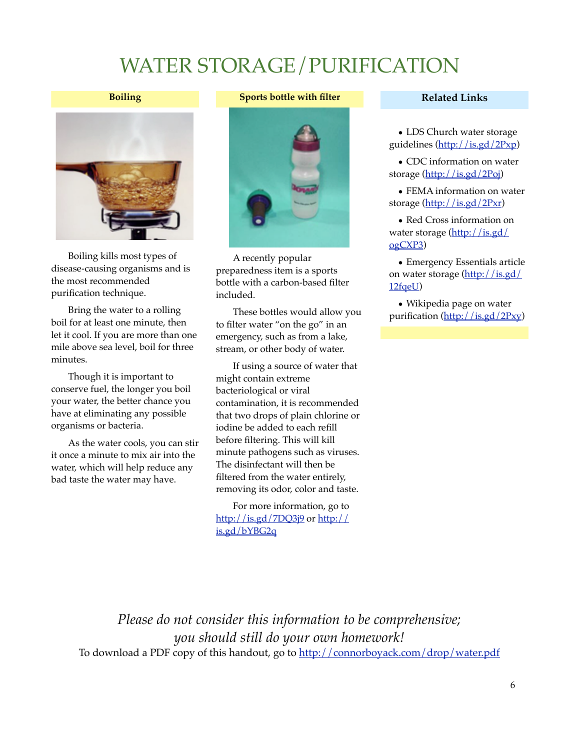# WATER STORAGE / PURIFICATION

## Boiling

Boiling kills most types of disease-causing organisms and is the most recommended purification technique.

Bring the water to a rolling boil for at least one minute, then let it cool. If you are more than one mile above sea level, boil for three minutes.

Though it is important to conserve fuel, the longer you boil your water, the better chance you have at eliminating any possible organisms or bacteria.

As the water cools, you can stir it once a minute to mix air into the water, which will help reduce any bad taste the water may have.

## Sports bottle with filter

A recently popular preparedness item is a sports bottle with a carbon-based filter included.

These bottles would allow you to filter water "on the go" in an emergency, such as from a lake, stream, or other body of water.

If using a source of water that might contain extreme bacteriological or viral contamination, it is recommended that two drops of plain chlorine or iodine be added to each refill before filtering. This will kill minute pathogens such as viruses. The disinfectant will then be filtered from the water entirely, removing its odor, color and taste.

For more information, go to http://is.gd/7DQ3j9 or http://is.gd/bYBG2q

## Related Links

- LDS Church water storage guidelines (http://is.gd/2Pxp)
- CDC information on water storage (http://is.gd/2Poj)
- FEMA information on water storage (http://is.gd/2Pxr)
- Red Cross information on water storage (http://is.gd/ogCXP3)
- Emergency Essentials article on water storage (http://is.gd/12fqeU)
- Wikipedia page on water purification (http://is.gd/2Pxy)

*Please do not consider this information to be comprehensive; you should still do your own homework!*

To download a PDF copy of this handout, go to http://connorboyack.com/drop/water.pdf